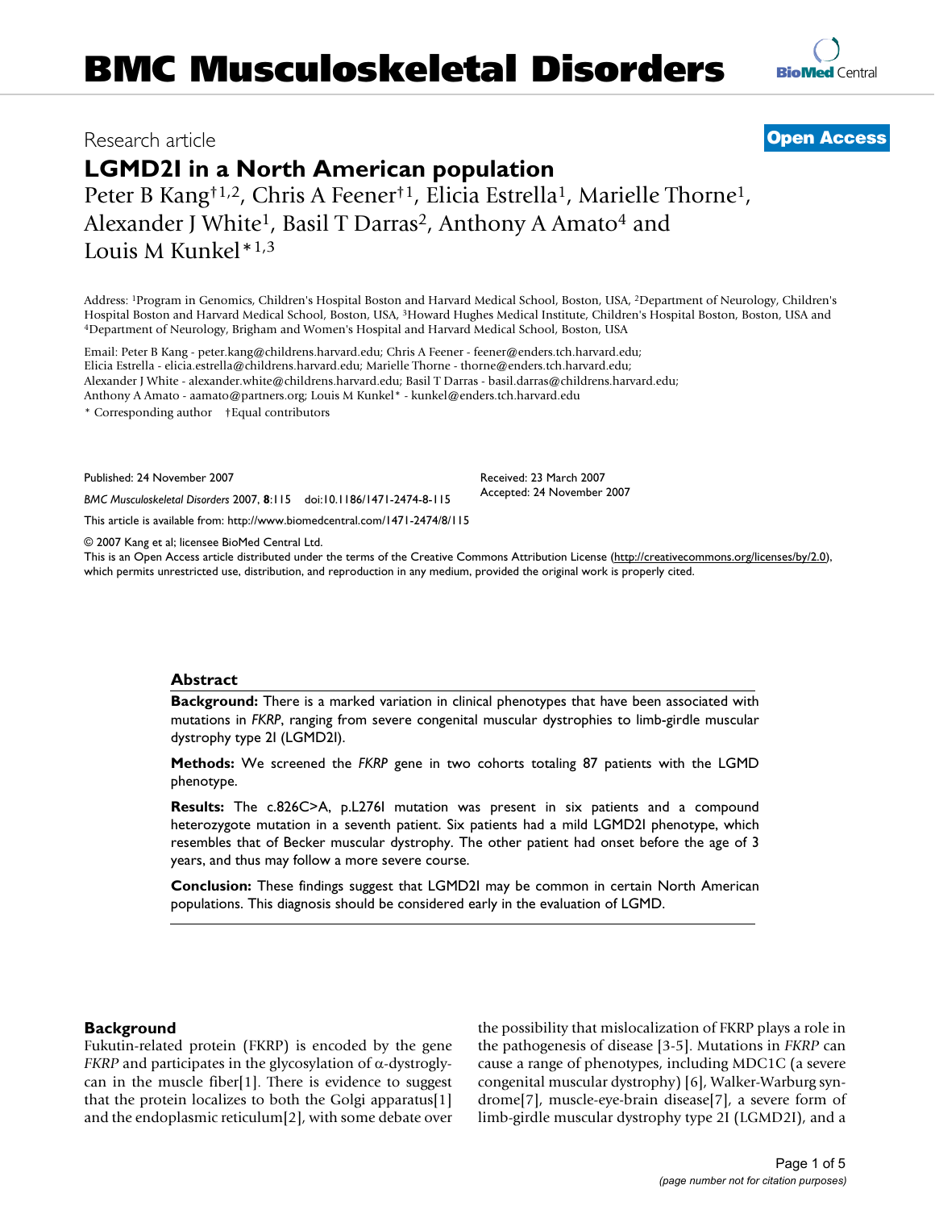# LGMD2I in a North American population

Peter B Kang[†1,2], Chris A Feener[†1], Elicia Estrella[1], Marielle Thorne[1], Alexander J White[1], Basil T Darras[2], Anthony A Amato[4] and Louis M Kunkel*[1,3]

Research article — Open Access

Address: [1]Program in Genomics, Children's Hospital Boston and Harvard Medical School, Boston, USA, [2]Department of Neurology, Children's Hospital Boston and Harvard Medical School, Boston, USA, [3]Howard Hughes Medical Institute, Children's Hospital Boston, Boston, USA and [4]Department of Neurology, Brigham and Women's Hospital and Harvard Medical School, Boston, USA

Email: Peter B Kang - peter.kang@childrens.harvard.edu; Chris A Feener - feener@enders.tch.harvard.edu; Elicia Estrella - elicia.estrella@childrens.harvard.edu; Marielle Thorne - thorne@enders.tch.harvard.edu; Alexander J White - alexander.white@childrens.harvard.edu; Basil T Darras - basil.darras@childrens.harvard.edu; Anthony A Amato - aamato@partners.org; Louis M Kunkel* - kunkel@enders.tch.harvard.edu

* Corresponding author †Equal contributors

Published: 24 November 2007

*BMC Musculoskeletal Disorders* 2007, **8**:115 doi:10.1186/1471-2474-8-115

Received: 23 March 2007
Accepted: 24 November 2007

This article is available from: http://www.biomedcentral.com/1471-2474/8/115

© 2007 Kang et al; licensee BioMed Central Ltd.
This is an Open Access article distributed under the terms of the Creative Commons Attribution License (http://creativecommons.org/licenses/by/2.0), which permits unrestricted use, distribution, and reproduction in any medium, provided the original work is properly cited.

## Abstract

**Background:** There is a marked variation in clinical phenotypes that have been associated with mutations in *FKRP*, ranging from severe congenital muscular dystrophies to limb-girdle muscular dystrophy type 2I (LGMD2I).

**Methods:** We screened the *FKRP* gene in two cohorts totaling 87 patients with the LGMD phenotype.

**Results:** The c.826C>A, p.L276I mutation was present in six patients and a compound heterozygote mutation in a seventh patient. Six patients had a mild LGMD2I phenotype, which resembles that of Becker muscular dystrophy. The other patient had onset before the age of 3 years, and thus may follow a more severe course.

**Conclusion:** These findings suggest that LGMD2I may be common in certain North American populations. This diagnosis should be considered early in the evaluation of LGMD.

## Background

Fukutin-related protein (FKRP) is encoded by the gene *FKRP* and participates in the glycosylation of α-dystroglycan in the muscle fiber[1]. There is evidence to suggest that the protein localizes to both the Golgi apparatus[1] and the endoplasmic reticulum[2], with some debate over the possibility that mislocalization of FKRP plays a role in the pathogenesis of disease [3-5]. Mutations in *FKRP* can cause a range of phenotypes, including MDC1C (a severe congenital muscular dystrophy) [6], Walker-Warburg syndrome[7], muscle-eye-brain disease[7], a severe form of limb-girdle muscular dystrophy type 2I (LGMD2I), and a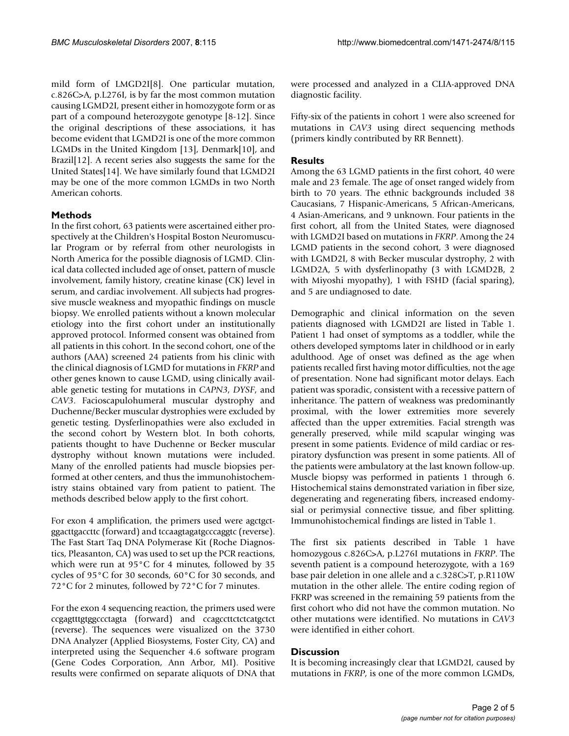mild form of LMGD2I[8]. One particular mutation, c.826C>A, p.L276I, is by far the most common mutation causing LGMD2I, present either in homozygote form or as part of a compound heterozygote genotype [8-12]. Since the original descriptions of these associations, it has become evident that LGMD2I is one of the more common LGMDs in the United Kingdom [13], Denmark[10], and Brazil[12]. A recent series also suggests the same for the United States[14]. We have similarly found that LGMD2I may be one of the more common LGMDs in two North American cohorts.

## Methods

In the first cohort, 63 patients were ascertained either prospectively at the Children's Hospital Boston Neuromuscular Program or by referral from other neurologists in North America for the possible diagnosis of LGMD. Clinical data collected included age of onset, pattern of muscle involvement, family history, creatine kinase (CK) level in serum, and cardiac involvement. All subjects had progressive muscle weakness and myopathic findings on muscle biopsy. We enrolled patients without a known molecular etiology into the first cohort under an institutionally approved protocol. Informed consent was obtained from all patients in this cohort. In the second cohort, one of the authors (AAA) screened 24 patients from his clinic with the clinical diagnosis of LGMD for mutations in *FKRP* and other genes known to cause LGMD, using clinically available genetic testing for mutations in *CAPN3*, *DYSF*, and *CAV3*. Facioscapulohumeral muscular dystrophy and Duchenne/Becker muscular dystrophies were excluded by genetic testing. Dysferlinopathies were also excluded in the second cohort by Western blot. In both cohorts, patients thought to have Duchenne or Becker muscular dystrophy without known mutations were included. Many of the enrolled patients had muscle biopsies performed at other centers, and thus the immunohistochemistry stains obtained vary from patient to patient. The methods described below apply to the first cohort.

For exon 4 amplification, the primers used were agctgctggacttgaccttc (forward) and tccaagtagatgcccaggtc (reverse). The Fast Start Taq DNA Polymerase Kit (Roche Diagnostics, Pleasanton, CA) was used to set up the PCR reactions, which were run at 95°C for 4 minutes, followed by 35 cycles of 95°C for 30 seconds, 60°C for 30 seconds, and 72°C for 2 minutes, followed by 72°C for 7 minutes.

For the exon 4 sequencing reaction, the primers used were ccgagtttgtggccctagta (forward) and ccagccttctctcatgctct (reverse). The sequences were visualized on the 3730 DNA Analyzer (Applied Biosystems, Foster City, CA) and interpreted using the Sequencher 4.6 software program (Gene Codes Corporation, Ann Arbor, MI). Positive results were confirmed on separate aliquots of DNA that were processed and analyzed in a CLIA-approved DNA diagnostic facility.

Fifty-six of the patients in cohort 1 were also screened for mutations in *CAV3* using direct sequencing methods (primers kindly contributed by RR Bennett).

## Results

Among the 63 LGMD patients in the first cohort, 40 were male and 23 female. The age of onset ranged widely from birth to 70 years. The ethnic backgrounds included 38 Caucasians, 7 Hispanic-Americans, 5 African-Americans, 4 Asian-Americans, and 9 unknown. Four patients in the first cohort, all from the United States, were diagnosed with LGMD2I based on mutations in *FKRP*. Among the 24 LGMD patients in the second cohort, 3 were diagnosed with LGMD2I, 8 with Becker muscular dystrophy, 2 with LGMD2A, 5 with dysferlinopathy (3 with LGMD2B, 2 with Miyoshi myopathy), 1 with FSHD (facial sparing), and 5 are undiagnosed to date.

Demographic and clinical information on the seven patients diagnosed with LGMD2I are listed in Table 1. Patient 1 had onset of symptoms as a toddler, while the others developed symptoms later in childhood or in early adulthood. Age of onset was defined as the age when patients recalled first having motor difficulties, not the age of presentation. None had significant motor delays. Each patient was sporadic, consistent with a recessive pattern of inheritance. The pattern of weakness was predominantly proximal, with the lower extremities more severely affected than the upper extremities. Facial strength was generally preserved, while mild scapular winging was present in some patients. Evidence of mild cardiac or respiratory dysfunction was present in some patients. All of the patients were ambulatory at the last known follow-up. Muscle biopsy was performed in patients 1 through 6. Histochemical stains demonstrated variation in fiber size, degenerating and regenerating fibers, increased endomysial or perimysial connective tissue, and fiber splitting. Immunohistochemical findings are listed in Table 1.

The first six patients described in Table 1 have homozygous c.826C>A, p.L276I mutations in *FKRP*. The seventh patient is a compound heterozygote, with a 169 base pair deletion in one allele and a c.328C>T, p.R110W mutation in the other allele. The entire coding region of FKRP was screened in the remaining 59 patients from the first cohort who did not have the common mutation. No other mutations were identified. No mutations in *CAV3* were identified in either cohort.

## Discussion

It is becoming increasingly clear that LGMD2I, caused by mutations in *FKRP*, is one of the more common LGMDs,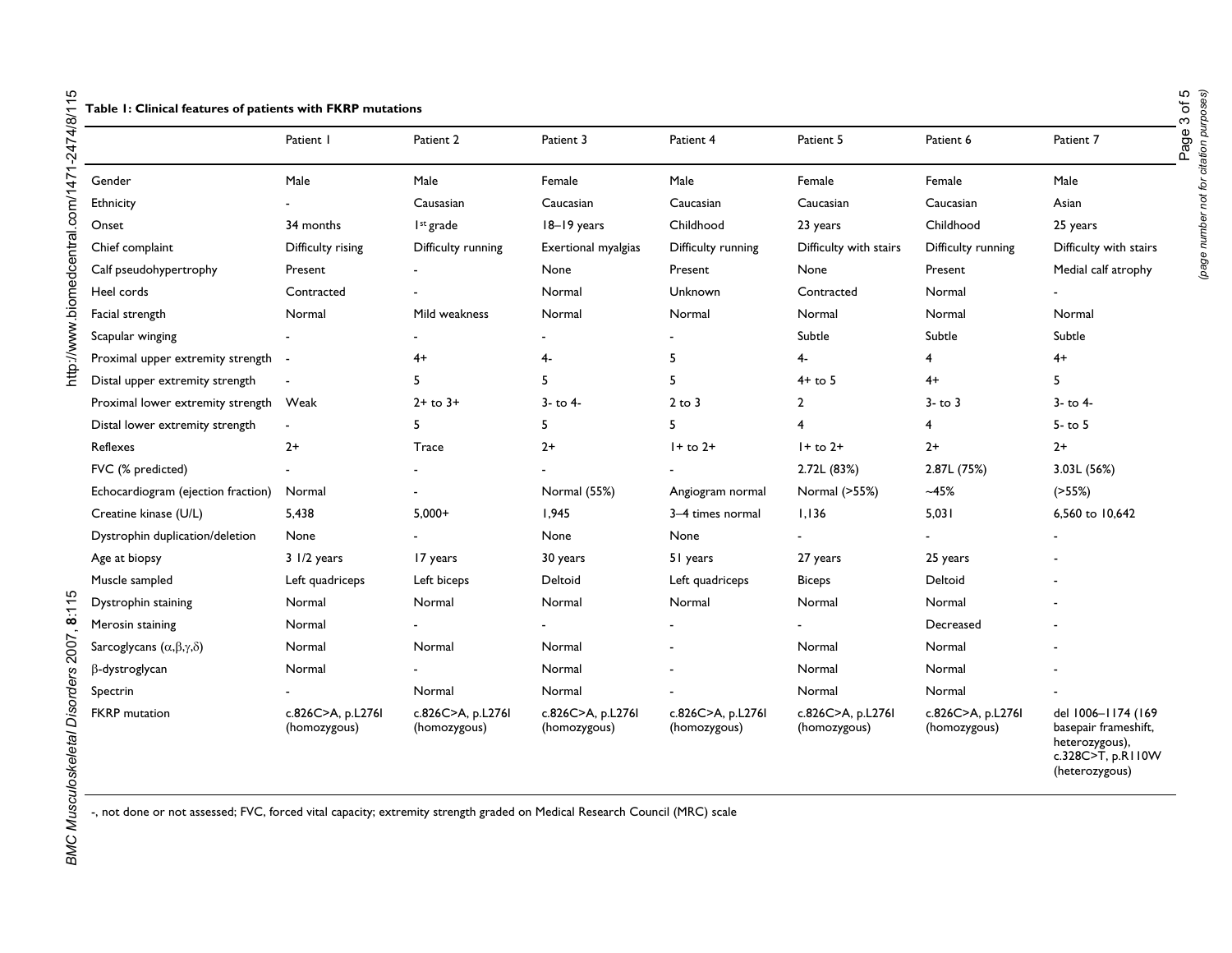**Table 1: Clinical features of patients with FKRP mutations**

| | Patient 1 | Patient 2 | Patient 3 | Patient 4 | Patient 5 | Patient 6 | Patient 7 |
|---|---|---|---|---|---|---|---|
| Gender | Male | Male | Female | Male | Female | Female | Male |
| Ethnicity | - | Causasian | Caucasian | Caucasian | Caucasian | Caucasian | Asian |
| Onset | 34 months | 1st grade | 18–19 years | Childhood | 23 years | Childhood | 25 years |
| Chief complaint | Difficulty rising | Difficulty running | Exertional myalgias | Difficulty running | Difficulty with stairs | Difficulty running | Difficulty with stairs |
| Calf pseudohypertrophy | Present | - | None | Present | None | Present | Medial calf atrophy |
| Heel cords | Contracted | - | Normal | Unknown | Contracted | Normal | - |
| Facial strength | Normal | Mild weakness | Normal | Normal | Normal | Normal | Normal |
| Scapular winging | - | - | - | - | Subtle | Subtle | Subtle |
| Proximal upper extremity strength | - | 4+ | 4- | 5 | 4- | 4 | 4+ |
| Distal upper extremity strength | - | 5 | 5 | 5 | 4+ to 5 | 4+ | 5 |
| Proximal lower extremity strength | Weak | 2+ to 3+ | 3- to 4- | 2 to 3 | 2 | 3- to 3 | 3- to 4- |
| Distal lower extremity strength | - | 5 | 5 | 5 | 4 | 4 | 5- to 5 |
| Reflexes | 2+ | Trace | 2+ | 1+ to 2+ | 1+ to 2+ | 2+ | 2+ |
| FVC (% predicted) | - | - | - | - | 2.72L (83%) | 2.87L (75%) | 3.03L (56%) |
| Echocardiogram (ejection fraction) | Normal | - | Normal (55%) | Angiogram normal | Normal (>55%) | ~45% | (>55%) |
| Creatine kinase (U/L) | 5,438 | 5,000+ | 1,945 | 3–4 times normal | 1,136 | 5,031 | 6,560 to 10,642 |
| Dystrophin duplication/deletion | None | - | None | None | - | - | - |
| Age at biopsy | 3 1/2 years | 17 years | 30 years | 51 years | 27 years | 25 years | - |
| Muscle sampled | Left quadriceps | Left biceps | Deltoid | Left quadriceps | Biceps | Deltoid | - |
| Dystrophin staining | Normal | Normal | Normal | Normal | Normal | Normal | - |
| Merosin staining | Normal | - | - | - | - | Decreased | - |
| Sarcoglycans ($\alpha,\beta,\gamma,\delta$) | Normal | Normal | Normal | - | Normal | Normal | - |
| $\beta$-dystroglycan | Normal | - | Normal | - | Normal | Normal | - |
| Spectrin | - | Normal | Normal | - | Normal | Normal | - |
| FKRP mutation | c.826C>A, p.L276I (homozygous) | c.826C>A, p.L276I (homozygous) | c.826C>A, p.L276I (homozygous) | c.826C>A, p.L276I (homozygous) | c.826C>A, p.L276I (homozygous) | c.826C>A, p.L276I (homozygous) | del 1006–1174 (169 basepair frameshift, heterozygous), c.328C>T, p.R110W (heterozygous) |

-, not done or not assessed; FVC, forced vital capacity; extremity strength graded on Medical Research Council (MRC) scale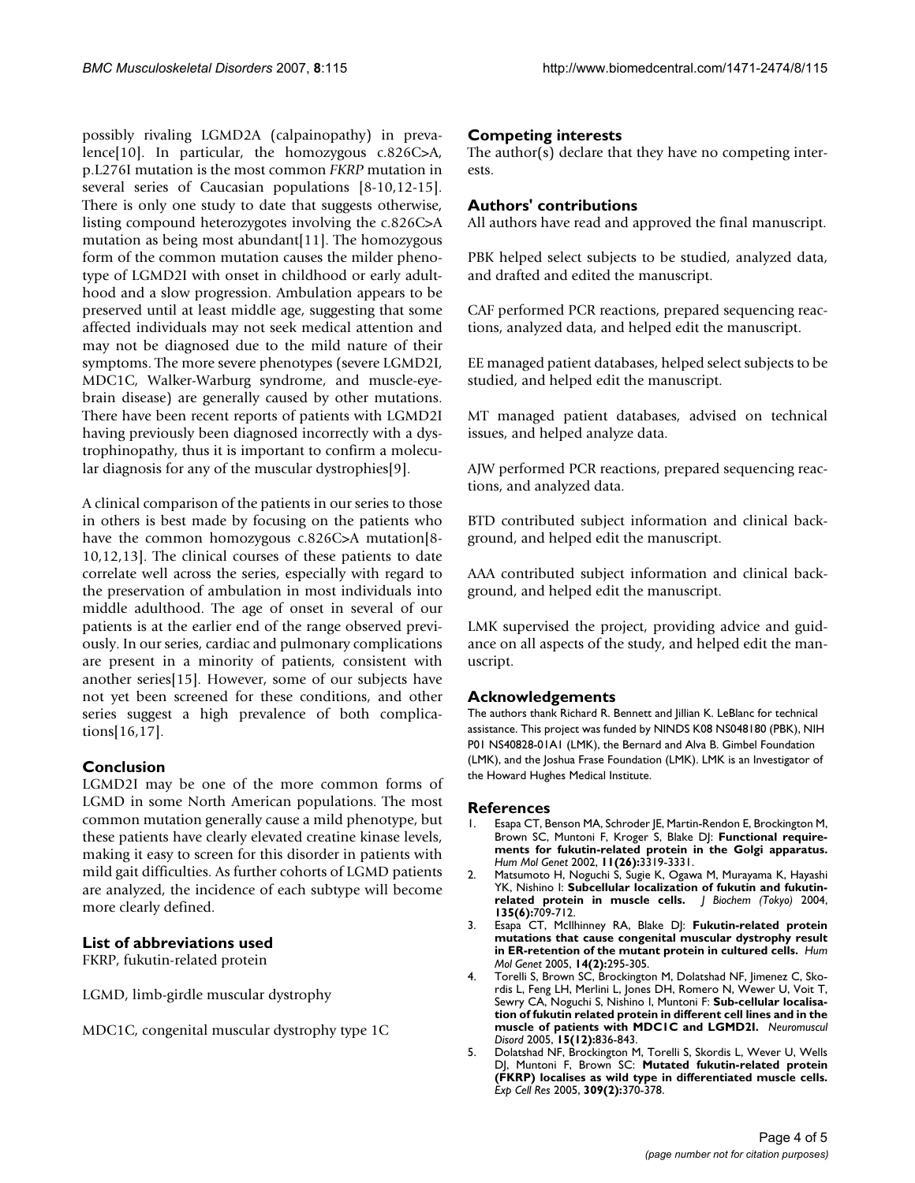possibly rivaling LGMD2A (calpainopathy) in prevalence[10]. In particular, the homozygous c.826C>A, p.L276I mutation is the most common *FKRP* mutation in several series of Caucasian populations [8-10,12-15]. There is only one study to date that suggests otherwise, listing compound heterozygotes involving the c.826C>A mutation as being most abundant[11]. The homozygous form of the common mutation causes the milder phenotype of LGMD2I with onset in childhood or early adulthood and a slow progression. Ambulation appears to be preserved until at least middle age, suggesting that some affected individuals may not seek medical attention and may not be diagnosed due to the mild nature of their symptoms. The more severe phenotypes (severe LGMD2I, MDC1C, Walker-Warburg syndrome, and muscle-eye-brain disease) are generally caused by other mutations. There have been recent reports of patients with LGMD2I having previously been diagnosed incorrectly with a dystrophinopathy, thus it is important to confirm a molecular diagnosis for any of the muscular dystrophies[9].

A clinical comparison of the patients in our series to those in others is best made by focusing on the patients who have the common homozygous c.826C>A mutation[8-10,12,13]. The clinical courses of these patients to date correlate well across the series, especially with regard to the preservation of ambulation in most individuals into middle adulthood. The age of onset in several of our patients is at the earlier end of the range observed previously. In our series, cardiac and pulmonary complications are present in a minority of patients, consistent with another series[15]. However, some of our subjects have not yet been screened for these conditions, and other series suggest a high prevalence of both complications[16,17].

## Conclusion

LGMD2I may be one of the more common forms of LGMD in some North American populations. The most common mutation generally cause a mild phenotype, but these patients have clearly elevated creatine kinase levels, making it easy to screen for this disorder in patients with mild gait difficulties. As further cohorts of LGMD patients are analyzed, the incidence of each subtype will become more clearly defined.

## List of abbreviations used

FKRP, fukutin-related protein

LGMD, limb-girdle muscular dystrophy

MDC1C, congenital muscular dystrophy type 1C

## Competing interests

The author(s) declare that they have no competing interests.

## Authors' contributions

All authors have read and approved the final manuscript.

PBK helped select subjects to be studied, analyzed data, and drafted and edited the manuscript.

CAF performed PCR reactions, prepared sequencing reactions, analyzed data, and helped edit the manuscript.

EE managed patient databases, helped select subjects to be studied, and helped edit the manuscript.

MT managed patient databases, advised on technical issues, and helped analyze data.

AJW performed PCR reactions, prepared sequencing reactions, and analyzed data.

BTD contributed subject information and clinical background, and helped edit the manuscript.

AAA contributed subject information and clinical background, and helped edit the manuscript.

LMK supervised the project, providing advice and guidance on all aspects of the study, and helped edit the manuscript.

## Acknowledgements

The authors thank Richard R. Bennett and Jillian K. LeBlanc for technical assistance. This project was funded by NINDS K08 NS048180 (PBK), NIH P01 NS40828-01A1 (LMK), the Bernard and Alva B. Gimbel Foundation (LMK), and the Joshua Frase Foundation (LMK). LMK is an Investigator of the Howard Hughes Medical Institute.

## References

1. Esapa CT, Benson MA, Schroder JE, Martin-Rendon E, Brockington M, Brown SC, Muntoni F, Kroger S, Blake DJ: **Functional requirements for fukutin-related protein in the Golgi apparatus.** *Hum Mol Genet* 2002, **11(26)**:3319-3331.
2. Matsumoto H, Noguchi S, Sugie K, Ogawa M, Murayama K, Hayashi YK, Nishino I: **Subcellular localization of fukutin and fukutin-related protein in muscle cells.** *J Biochem (Tokyo)* 2004, **135(6)**:709-712.
3. Esapa CT, McIlhinney RA, Blake DJ: **Fukutin-related protein mutations that cause congenital muscular dystrophy result in ER-retention of the mutant protein in cultured cells.** *Hum Mol Genet* 2005, **14(2)**:295-305.
4. Torelli S, Brown SC, Brockington M, Dolatshad NF, Jimenez C, Skordis L, Feng LH, Merlini L, Jones DH, Romero N, Wewer U, Voit T, Sewry CA, Noguchi S, Nishino I, Muntoni F: **Sub-cellular localisation of fukutin related protein in different cell lines and in the muscle of patients with MDC1C and LGMD2I.** *Neuromuscul Disord* 2005, **15(12)**:836-843.
5. Dolatshad NF, Brockington M, Torelli S, Skordis L, Wever U, Wells DJ, Muntoni F, Brown SC: **Mutated fukutin-related protein (FKRP) localises as wild type in differentiated muscle cells.** *Exp Cell Res* 2005, **309(2)**:370-378.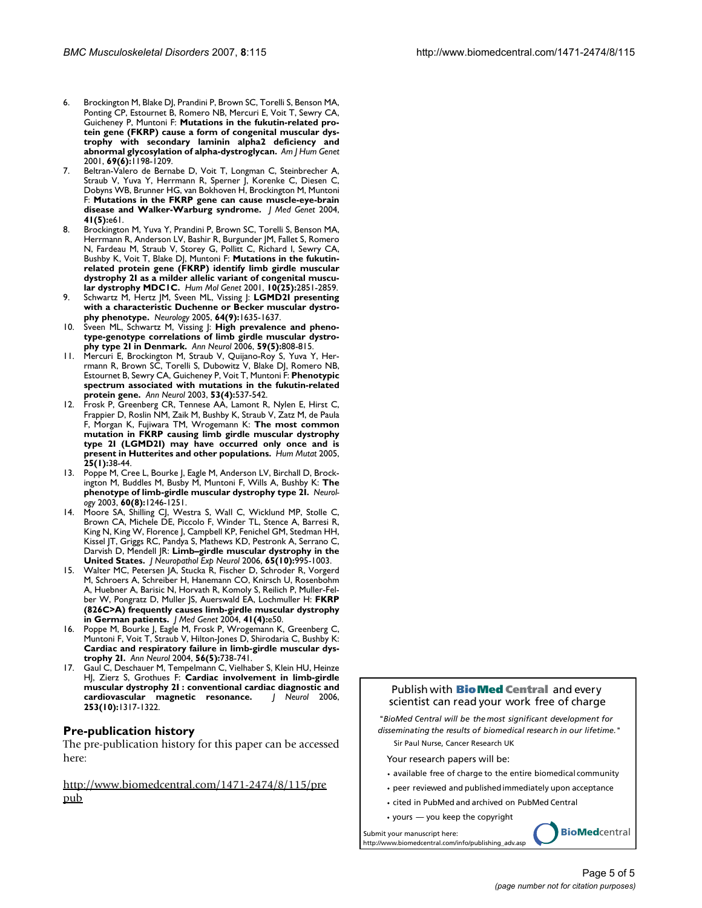6. Brockington M, Blake DJ, Prandini P, Brown SC, Torelli S, Benson MA, Ponting CP, Estournet B, Romero NB, Mercuri E, Voit T, Sewry CA, Guicheney P, Muntoni F: **Mutations in the fukutin-related protein gene (FKRP) cause a form of congenital muscular dystrophy with secondary laminin alpha2 deficiency and abnormal glycosylation of alpha-dystroglycan.** *Am J Hum Genet* 2001, **69(6):**1198-1209.
7. Beltran-Valero de Bernabe D, Voit T, Longman C, Steinbrecher A, Straub V, Yuva Y, Herrmann R, Sperner J, Korenke C, Diesen C, Dobyns WB, Brunner HG, van Bokhoven H, Brockington M, Muntoni F: **Mutations in the FKRP gene can cause muscle-eye-brain disease and Walker-Warburg syndrome.** *J Med Genet* 2004, **41(5):**e61.
8. Brockington M, Yuva Y, Prandini P, Brown SC, Torelli S, Benson MA, Herrmann R, Anderson LV, Bashir R, Burgunder JM, Fallet S, Romero N, Fardeau M, Straub V, Storey G, Pollitt C, Richard I, Sewry CA, Bushby K, Voit T, Blake DJ, Muntoni F: **Mutations in the fukutin-related protein gene (FKRP) identify limb girdle muscular dystrophy 2I as a milder allelic variant of congenital muscular dystrophy MDC1C.** *Hum Mol Genet* 2001, **10(25):**2851-2859.
9. Schwartz M, Hertz JM, Sveen ML, Vissing J: **LGMD2I presenting with a characteristic Duchenne or Becker muscular dystrophy phenotype.** *Neurology* 2005, **64(9):**1635-1637.
10. Sveen ML, Schwartz M, Vissing J: **High prevalence and phenotype-genotype correlations of limb girdle muscular dystrophy type 2I in Denmark.** *Ann Neurol* 2006, **59(5):**808-815.
11. Mercuri E, Brockington M, Straub V, Quijano-Roy S, Yuva Y, Herrmann R, Brown SC, Torelli S, Dubowitz V, Blake DJ, Romero NB, Estournet B, Sewry CA, Guicheney P, Voit T, Muntoni F: **Phenotypic spectrum associated with mutations in the fukutin-related protein gene.** *Ann Neurol* 2003, **53(4):**537-542.
12. Frosk P, Greenberg CR, Tennese AA, Lamont R, Nylen E, Hirst C, Frappier D, Roslin NM, Zaik M, Bushby K, Straub V, Zatz M, de Paula F, Morgan K, Fujiwara TM, Wrogemann K: **The most common mutation in FKRP causing limb girdle muscular dystrophy type 2I (LGMD2I) may have occurred only once and is present in Hutterites and other populations.** *Hum Mutat* 2005, **25(1):**38-44.
13. Poppe M, Cree L, Bourke J, Eagle M, Anderson LV, Birchall D, Brockington M, Buddles M, Busby M, Muntoni F, Wills A, Bushby K: **The phenotype of limb-girdle muscular dystrophy type 2I.** *Neurology* 2003, **60(8):**1246-1251.
14. Moore SA, Shilling CJ, Westra S, Wall C, Wicklund MP, Stolle C, Brown CA, Michele DE, Piccolo F, Winder TL, Stence A, Barresi R, King N, King W, Florence J, Campbell KP, Fenichel GM, Stedman HH, Kissel JT, Griggs RC, Pandya S, Mathews KD, Pestronk A, Serrano C, Darvish D, Mendell JR: **Limb–girdle muscular dystrophy in the United States.** *J Neuropathol Exp Neurol* 2006, **65(10):**995-1003.
15. Walter MC, Petersen JA, Stucka R, Fischer D, Schroder R, Vorgerd M, Schroers A, Schreiber H, Hanemann CO, Knirsch U, Rosenbohm A, Huebner A, Barisic N, Horvath R, Komoly S, Reilich P, Muller-Felber W, Pongratz D, Muller JS, Auerswald EA, Lochmuller H: **FKRP (826C>A) frequently causes limb-girdle muscular dystrophy in German patients.** *J Med Genet* 2004, **41(4):**e50.
16. Poppe M, Bourke J, Eagle M, Frosk P, Wrogemann K, Greenberg C, Muntoni F, Voit T, Straub V, Hilton-Jones D, Shirodaria C, Bushby K: **Cardiac and respiratory failure in limb-girdle muscular dystrophy 2I.** *Ann Neurol* 2004, **56(5):**738-741.
17. Gaul C, Deschauer M, Tempelmann C, Vielhaber S, Klein HU, Heinze HJ, Zierz S, Grothues F: **Cardiac involvement in limb-girdle muscular dystrophy 2I : conventional cardiac diagnostic and cardiovascular magnetic resonance.** *J Neurol* 2006, **253(10):**1317-1322.

## Pre-publication history

The pre-publication history for this paper can be accessed here:

http://www.biomedcentral.com/1471-2474/8/115/prepub

Publish with **BioMed Central** and every scientist can read your work free of charge

*"BioMed Central will be the most significant development for disseminating the results of biomedical research in our lifetime."*

Sir Paul Nurse, Cancer Research UK

Your research papers will be:

- available free of charge to the entire biomedical community
- peer reviewed and published immediately upon acceptance
- cited in PubMed and archived on PubMed Central
- yours — you keep the copyright

Submit your manuscript here:
http://www.biomedcentral.com/info/publishing_adv.asp

BioMedcentral